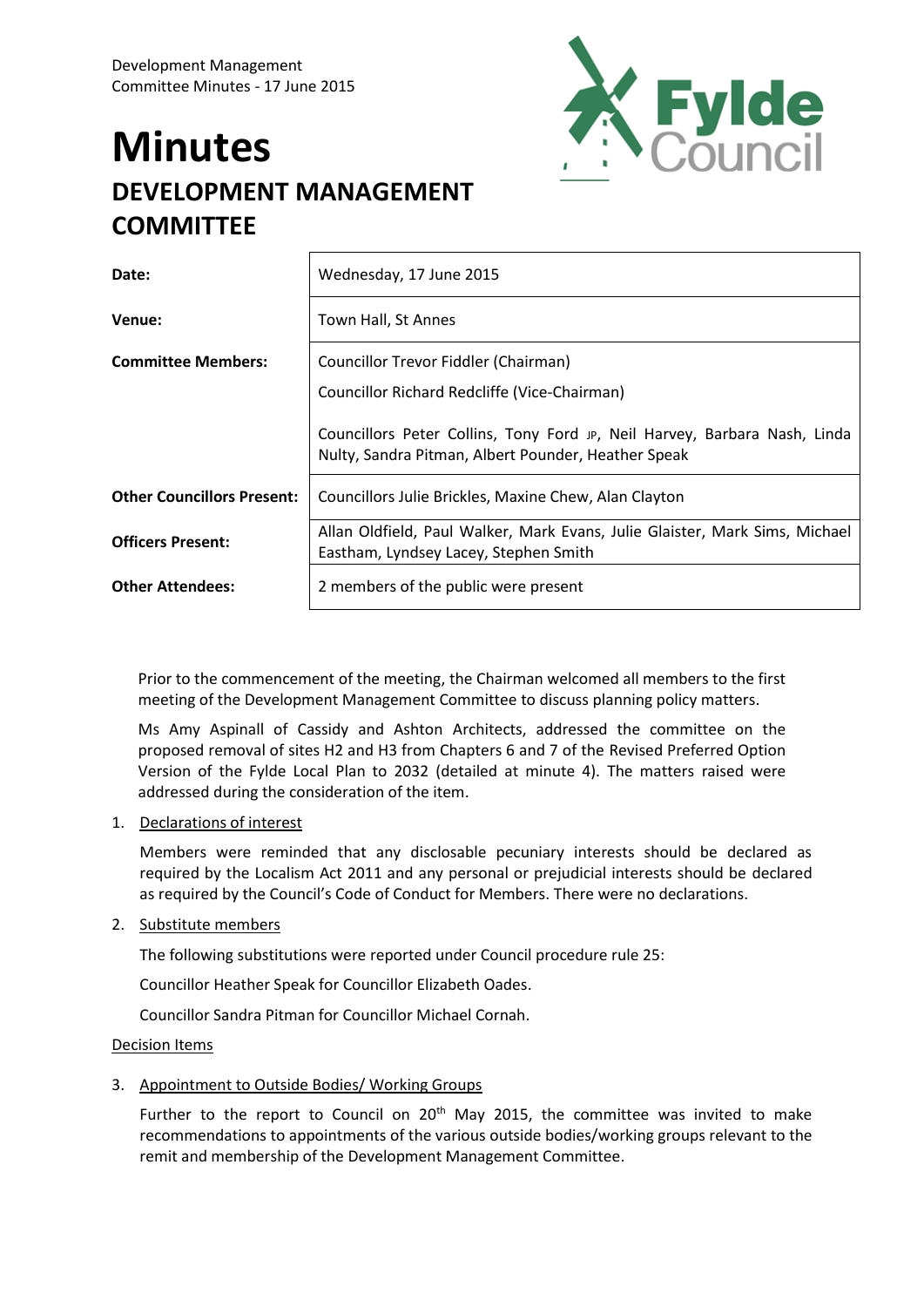Development Management
Committee Minutes - 17 June 2015

# Minutes

## DEVELOPMENT MANAGEMENT COMMITTEE

| | |
|---|---|
| **Date:** | Wednesday, 17 June 2015 |
| **Venue:** | Town Hall, St Annes |
| **Committee Members:** | Councillor Trevor Fiddler (Chairman)<br>Councillor Richard Redcliffe (Vice-Chairman)<br>Councillors Peter Collins, Tony Ford JP, Neil Harvey, Barbara Nash, Linda Nulty, Sandra Pitman, Albert Pounder, Heather Speak |
| **Other Councillors Present:** | Councillors Julie Brickles, Maxine Chew, Alan Clayton |
| **Officers Present:** | Allan Oldfield, Paul Walker, Mark Evans, Julie Glaister, Mark Sims, Michael Eastham, Lyndsey Lacey, Stephen Smith |
| **Other Attendees:** | 2 members of the public were present |

Prior to the commencement of the meeting, the Chairman welcomed all members to the first meeting of the Development Management Committee to discuss planning policy matters.

Ms Amy Aspinall of Cassidy and Ashton Architects, addressed the committee on the proposed removal of sites H2 and H3 from Chapters 6 and 7 of the Revised Preferred Option Version of the Fylde Local Plan to 2032 (detailed at minute 4). The matters raised were addressed during the consideration of the item.

1. Declarations of interest

   Members were reminded that any disclosable pecuniary interests should be declared as required by the Localism Act 2011 and any personal or prejudicial interests should be declared as required by the Council's Code of Conduct for Members. There were no declarations.

2. Substitute members

   The following substitutions were reported under Council procedure rule 25:

   Councillor Heather Speak for Councillor Elizabeth Oades.

   Councillor Sandra Pitman for Councillor Michael Cornah.

Decision Items

3. Appointment to Outside Bodies/ Working Groups

   Further to the report to Council on 20th May 2015, the committee was invited to make recommendations to appointments of the various outside bodies/working groups relevant to the remit and membership of the Development Management Committee.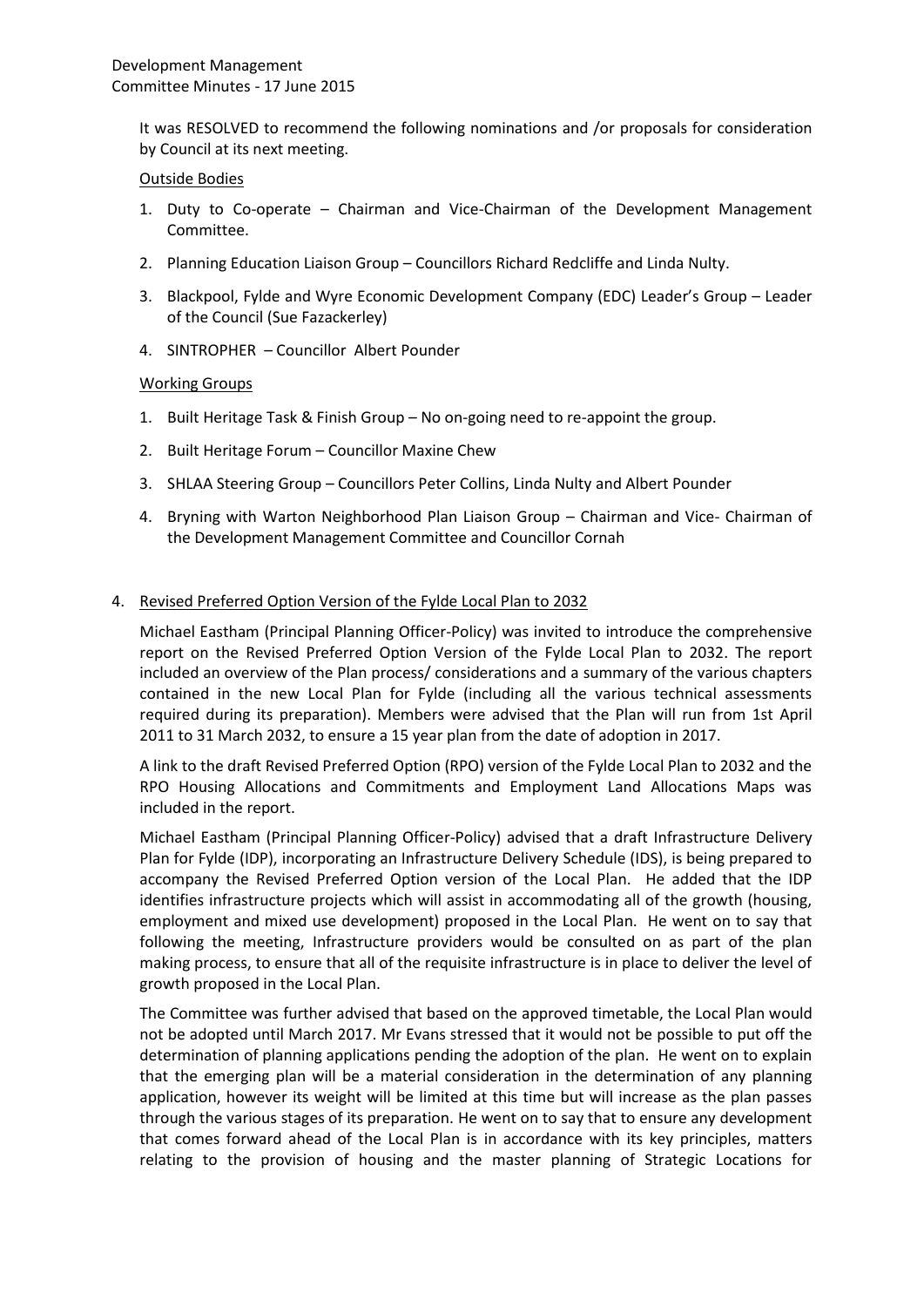It was RESOLVED to recommend the following nominations and /or proposals for consideration by Council at its next meeting.

Outside Bodies

1. Duty to Co-operate – Chairman and Vice-Chairman of the Development Management Committee.
2. Planning Education Liaison Group – Councillors Richard Redcliffe and Linda Nulty.
3. Blackpool, Fylde and Wyre Economic Development Company (EDC) Leader's Group – Leader of the Council (Sue Fazackerley)
4. SINTROPHER – Councillor Albert Pounder

Working Groups

1. Built Heritage Task & Finish Group – No on-going need to re-appoint the group.
2. Built Heritage Forum – Councillor Maxine Chew
3. SHLAA Steering Group – Councillors Peter Collins, Linda Nulty and Albert Pounder
4. Bryning with Warton Neighborhood Plan Liaison Group – Chairman and Vice- Chairman of the Development Management Committee and Councillor Cornah

4. Revised Preferred Option Version of the Fylde Local Plan to 2032

Michael Eastham (Principal Planning Officer-Policy) was invited to introduce the comprehensive report on the Revised Preferred Option Version of the Fylde Local Plan to 2032. The report included an overview of the Plan process/ considerations and a summary of the various chapters contained in the new Local Plan for Fylde (including all the various technical assessments required during its preparation). Members were advised that the Plan will run from 1st April 2011 to 31 March 2032, to ensure a 15 year plan from the date of adoption in 2017.

A link to the draft Revised Preferred Option (RPO) version of the Fylde Local Plan to 2032 and the RPO Housing Allocations and Commitments and Employment Land Allocations Maps was included in the report.

Michael Eastham (Principal Planning Officer-Policy) advised that a draft Infrastructure Delivery Plan for Fylde (IDP), incorporating an Infrastructure Delivery Schedule (IDS), is being prepared to accompany the Revised Preferred Option version of the Local Plan. He added that the IDP identifies infrastructure projects which will assist in accommodating all of the growth (housing, employment and mixed use development) proposed in the Local Plan. He went on to say that following the meeting, Infrastructure providers would be consulted on as part of the plan making process, to ensure that all of the requisite infrastructure is in place to deliver the level of growth proposed in the Local Plan.

The Committee was further advised that based on the approved timetable, the Local Plan would not be adopted until March 2017. Mr Evans stressed that it would not be possible to put off the determination of planning applications pending the adoption of the plan. He went on to explain that the emerging plan will be a material consideration in the determination of any planning application, however its weight will be limited at this time but will increase as the plan passes through the various stages of its preparation. He went on to say that to ensure any development that comes forward ahead of the Local Plan is in accordance with its key principles, matters relating to the provision of housing and the master planning of Strategic Locations for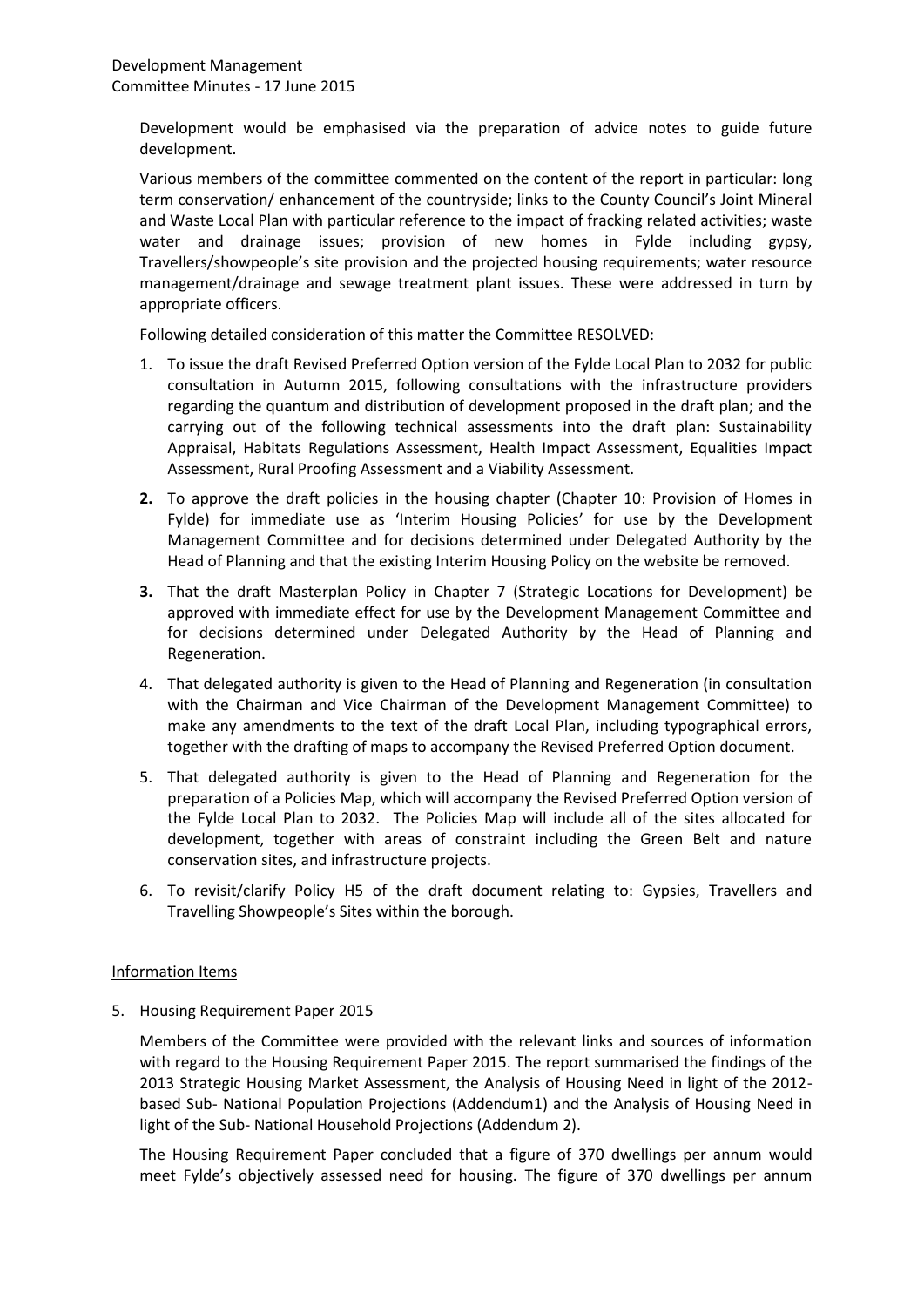Development would be emphasised via the preparation of advice notes to guide future development.

Various members of the committee commented on the content of the report in particular: long term conservation/ enhancement of the countryside; links to the County Council's Joint Mineral and Waste Local Plan with particular reference to the impact of fracking related activities; waste water and drainage issues; provision of new homes in Fylde including gypsy, Travellers/showpeople's site provision and the projected housing requirements; water resource management/drainage and sewage treatment plant issues. These were addressed in turn by appropriate officers.

Following detailed consideration of this matter the Committee RESOLVED:

1. To issue the draft Revised Preferred Option version of the Fylde Local Plan to 2032 for public consultation in Autumn 2015, following consultations with the infrastructure providers regarding the quantum and distribution of development proposed in the draft plan; and the carrying out of the following technical assessments into the draft plan: Sustainability Appraisal, Habitats Regulations Assessment, Health Impact Assessment, Equalities Impact Assessment, Rural Proofing Assessment and a Viability Assessment.
2. To approve the draft policies in the housing chapter (Chapter 10: Provision of Homes in Fylde) for immediate use as 'Interim Housing Policies' for use by the Development Management Committee and for decisions determined under Delegated Authority by the Head of Planning and that the existing Interim Housing Policy on the website be removed.
3. That the draft Masterplan Policy in Chapter 7 (Strategic Locations for Development) be approved with immediate effect for use by the Development Management Committee and for decisions determined under Delegated Authority by the Head of Planning and Regeneration.
4. That delegated authority is given to the Head of Planning and Regeneration (in consultation with the Chairman and Vice Chairman of the Development Management Committee) to make any amendments to the text of the draft Local Plan, including typographical errors, together with the drafting of maps to accompany the Revised Preferred Option document.
5. That delegated authority is given to the Head of Planning and Regeneration for the preparation of a Policies Map, which will accompany the Revised Preferred Option version of the Fylde Local Plan to 2032. The Policies Map will include all of the sites allocated for development, together with areas of constraint including the Green Belt and nature conservation sites, and infrastructure projects.
6. To revisit/clarify Policy H5 of the draft document relating to: Gypsies, Travellers and Travelling Showpeople's Sites within the borough.

## Information Items

5. Housing Requirement Paper 2015

Members of the Committee were provided with the relevant links and sources of information with regard to the Housing Requirement Paper 2015. The report summarised the findings of the 2013 Strategic Housing Market Assessment, the Analysis of Housing Need in light of the 2012-based Sub- National Population Projections (Addendum1) and the Analysis of Housing Need in light of the Sub- National Household Projections (Addendum 2).

The Housing Requirement Paper concluded that a figure of 370 dwellings per annum would meet Fylde's objectively assessed need for housing. The figure of 370 dwellings per annum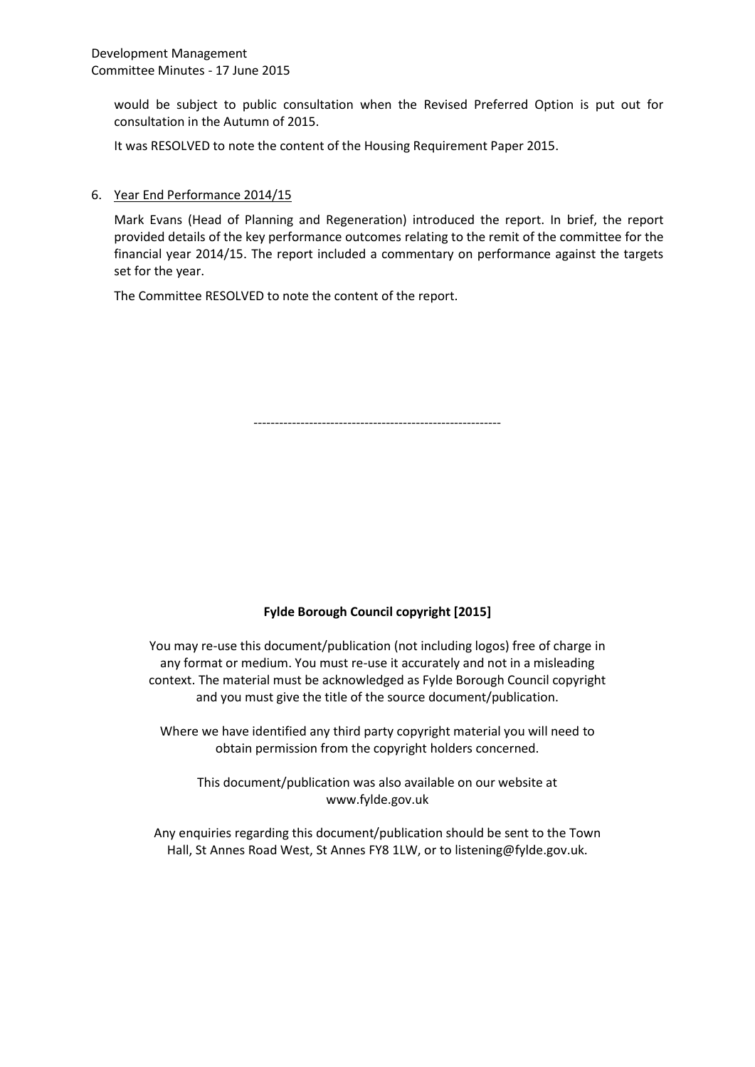would be subject to public consultation when the Revised Preferred Option is put out for consultation in the Autumn of 2015.

It was RESOLVED to note the content of the Housing Requirement Paper 2015.

6. Year End Performance 2014/15

   Mark Evans (Head of Planning and Regeneration) introduced the report. In brief, the report provided details of the key performance outcomes relating to the remit of the committee for the financial year 2014/15. The report included a commentary on performance against the targets set for the year.

   The Committee RESOLVED to note the content of the report.

---

**Fylde Borough Council copyright [2015]**

You may re-use this document/publication (not including logos) free of charge in any format or medium. You must re-use it accurately and not in a misleading context. The material must be acknowledged as Fylde Borough Council copyright and you must give the title of the source document/publication.

Where we have identified any third party copyright material you will need to obtain permission from the copyright holders concerned.

This document/publication was also available on our website at www.fylde.gov.uk

Any enquiries regarding this document/publication should be sent to the Town Hall, St Annes Road West, St Annes FY8 1LW, or to listening@fylde.gov.uk.